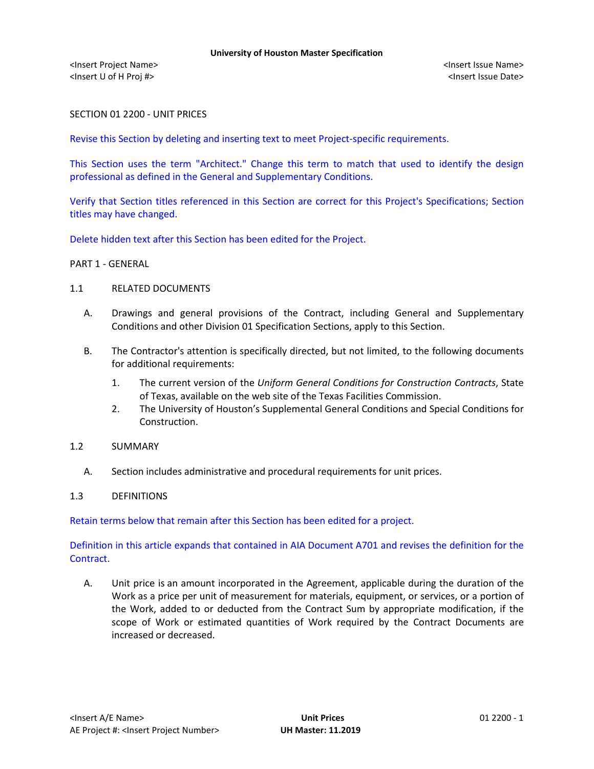University of Houston Master Specification

<Insert Project Name>
<Insert U of H Proj #>

<Insert Issue Name>
<Insert Issue Date>

# SECTION 01 2200 - UNIT PRICES

Revise this Section by deleting and inserting text to meet Project-specific requirements.

This Section uses the term "Architect." Change this term to match that used to identify the design professional as defined in the General and Supplementary Conditions.

Verify that Section titles referenced in this Section are correct for this Project's Specifications; Section titles may have changed.

Delete hidden text after this Section has been edited for the Project.

## PART 1 - GENERAL

### 1.1 RELATED DOCUMENTS

A. Drawings and general provisions of the Contract, including General and Supplementary Conditions and other Division 01 Specification Sections, apply to this Section.

B. The Contractor's attention is specifically directed, but not limited, to the following documents for additional requirements:

1. The current version of the *Uniform General Conditions for Construction Contracts*, State of Texas, available on the web site of the Texas Facilities Commission.
2. The University of Houston's Supplemental General Conditions and Special Conditions for Construction.

### 1.2 SUMMARY

A. Section includes administrative and procedural requirements for unit prices.

### 1.3 DEFINITIONS

Retain terms below that remain after this Section has been edited for a project.

Definition in this article expands that contained in AIA Document A701 and revises the definition for the Contract.

A. Unit price is an amount incorporated in the Agreement, applicable during the duration of the Work as a price per unit of measurement for materials, equipment, or services, or a portion of the Work, added to or deducted from the Contract Sum by appropriate modification, if the scope of Work or estimated quantities of Work required by the Contract Documents are increased or decreased.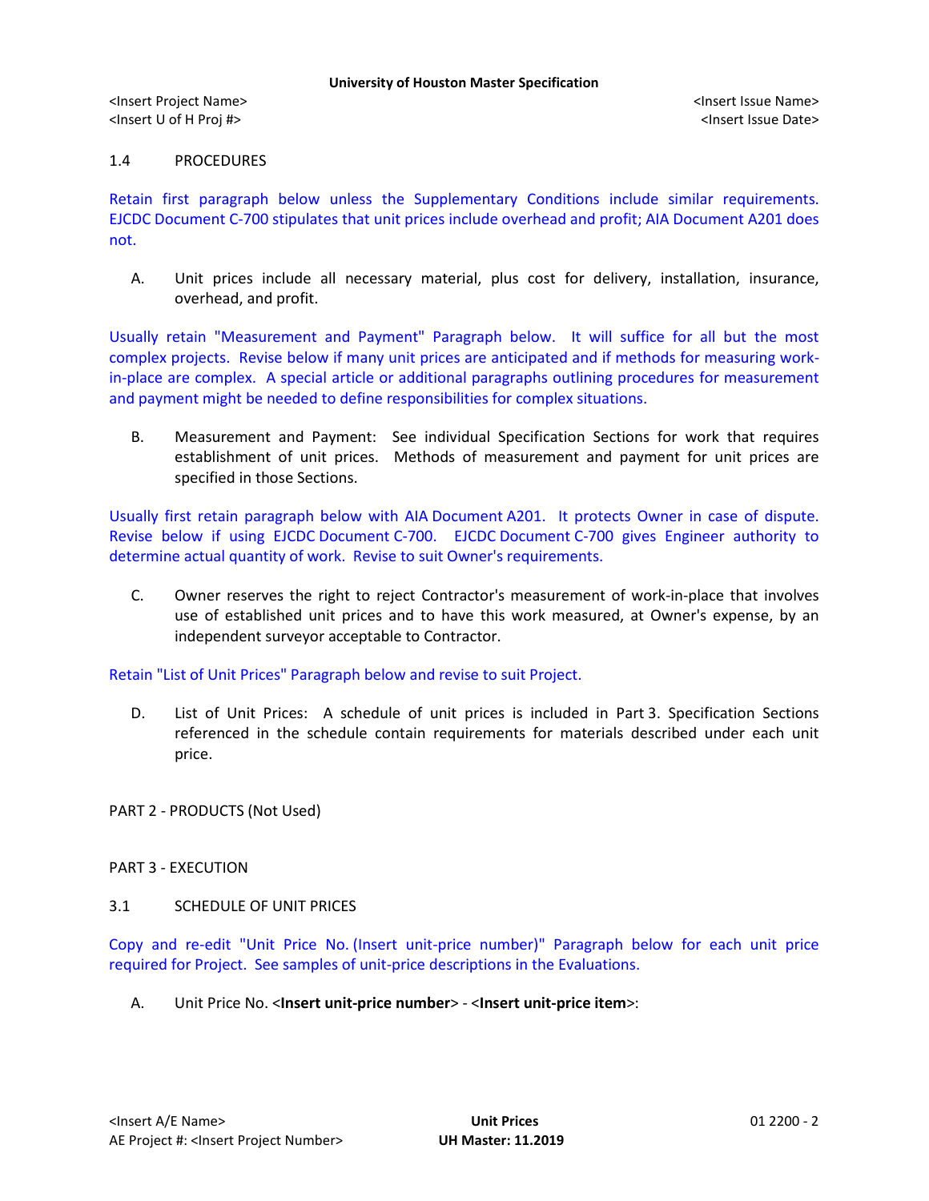## 1.4 PROCEDURES

Retain first paragraph below unless the Supplementary Conditions include similar requirements. EJCDC Document C-700 stipulates that unit prices include overhead and profit; AIA Document A201 does not.

A. Unit prices include all necessary material, plus cost for delivery, installation, insurance, overhead, and profit.

Usually retain "Measurement and Payment" Paragraph below. It will suffice for all but the most complex projects. Revise below if many unit prices are anticipated and if methods for measuring work-in-place are complex. A special article or additional paragraphs outlining procedures for measurement and payment might be needed to define responsibilities for complex situations.

B. Measurement and Payment: See individual Specification Sections for work that requires establishment of unit prices. Methods of measurement and payment for unit prices are specified in those Sections.

Usually first retain paragraph below with AIA Document A201. It protects Owner in case of dispute. Revise below if using EJCDC Document C-700. EJCDC Document C-700 gives Engineer authority to determine actual quantity of work. Revise to suit Owner's requirements.

C. Owner reserves the right to reject Contractor's measurement of work-in-place that involves use of established unit prices and to have this work measured, at Owner's expense, by an independent surveyor acceptable to Contractor.

Retain "List of Unit Prices" Paragraph below and revise to suit Project.

D. List of Unit Prices: A schedule of unit prices is included in Part 3. Specification Sections referenced in the schedule contain requirements for materials described under each unit price.

# PART 2 - PRODUCTS (Not Used)

# PART 3 - EXECUTION

## 3.1 SCHEDULE OF UNIT PRICES

Copy and re-edit "Unit Price No. (Insert unit-price number)" Paragraph below for each unit price required for Project. See samples of unit-price descriptions in the Evaluations.

A. Unit Price No. <**Insert unit-price number**> - <**Insert unit-price item**>: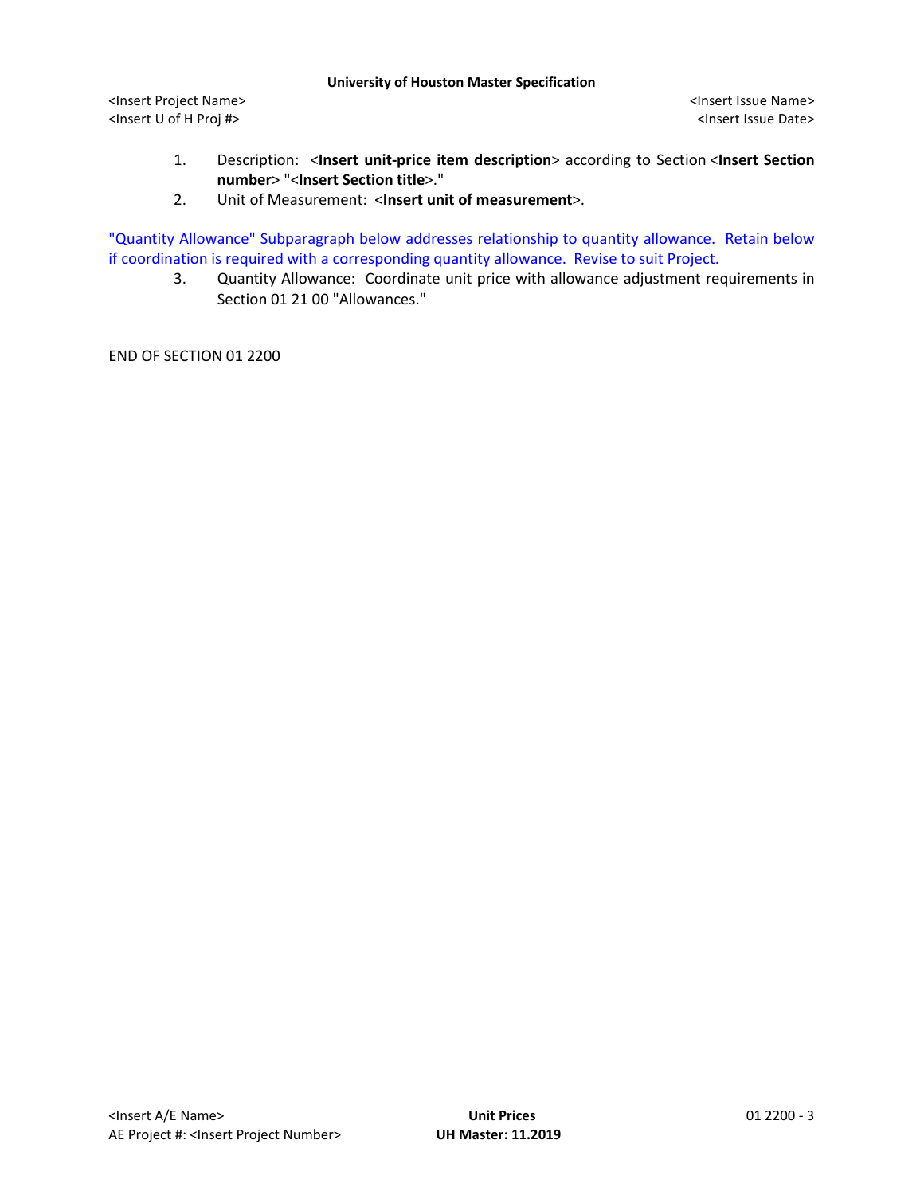1. Description: <**Insert unit-price item description**> according to Section <**Insert Section number**> "<**Insert Section title**>."
2. Unit of Measurement: <**Insert unit of measurement**>.

"Quantity Allowance" Subparagraph below addresses relationship to quantity allowance. Retain below if coordination is required with a corresponding quantity allowance. Revise to suit Project.

3. Quantity Allowance: Coordinate unit price with allowance adjustment requirements in Section 01 21 00 "Allowances."

END OF SECTION 01 2200